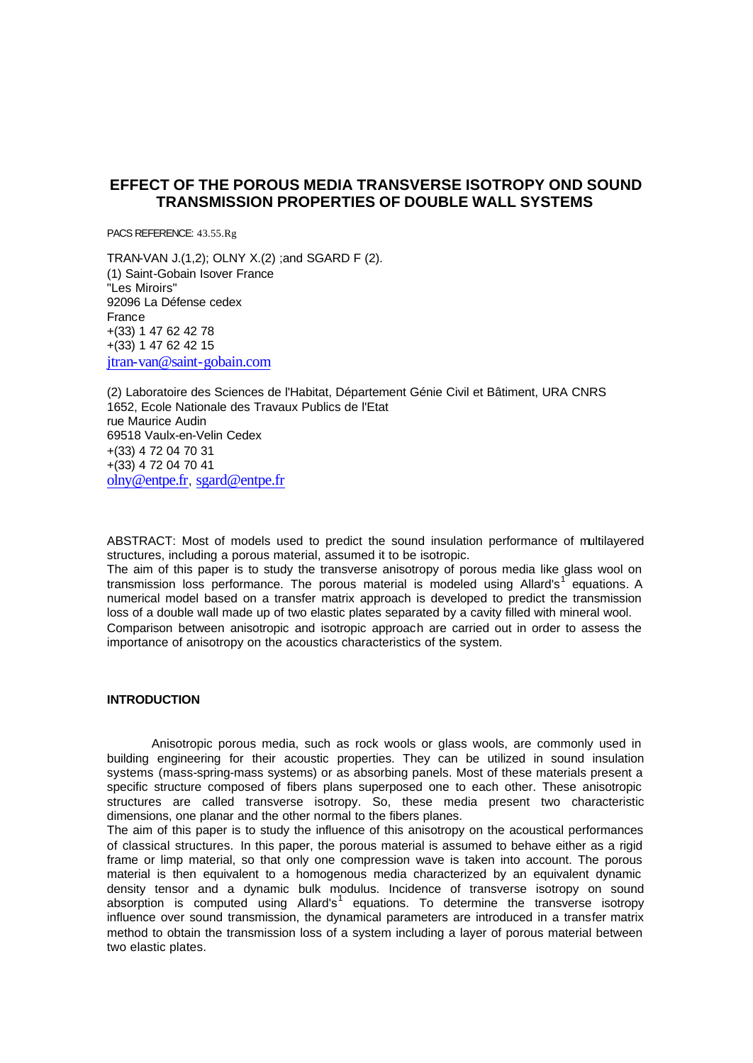# EFFECT OF THE POROUS MEDIA TRANSVERSE ISOTROPY OND SOUND TRANSMISSION PROPERTIES OF DOUBLE WALL SYSTEMS

PACS REFERENCE: 43.55.Rg

TRAN-VAN J.(1,2); OLNY X.(2) ;and SGARD F (2).
(1) Saint-Gobain Isover France
"Les Miroirs"
92096 La Défense cedex
France
+(33) 1 47 62 42 78
+(33) 1 47 62 42 15
jtran-van@saint-gobain.com

(2) Laboratoire des Sciences de l'Habitat, Département Génie Civil et Bâtiment, URA CNRS 1652, Ecole Nationale des Travaux Publics de l'Etat
rue Maurice Audin
69518 Vaulx-en-Velin Cedex
+(33) 4 72 04 70 31
+(33) 4 72 04 70 41
olny@entpe.fr, sgard@entpe.fr

ABSTRACT: Most of models used to predict the sound insulation performance of multilayered structures, including a porous material, assumed it to be isotropic.
The aim of this paper is to study the transverse anisotropy of porous media like glass wool on transmission loss performance. The porous material is modeled using Allard's[1] equations. A numerical model based on a transfer matrix approach is developed to predict the transmission loss of a double wall made up of two elastic plates separated by a cavity filled with mineral wool.
Comparison between anisotropic and isotropic approach are carried out in order to assess the importance of anisotropy on the acoustics characteristics of the system.

## INTRODUCTION

Anisotropic porous media, such as rock wools or glass wools, are commonly used in building engineering for their acoustic properties. They can be utilized in sound insulation systems (mass-spring-mass systems) or as absorbing panels. Most of these materials present a specific structure composed of fibers plans superposed one to each other. These anisotropic structures are called transverse isotropy. So, these media present two characteristic dimensions, one planar and the other normal to the fibers planes.
The aim of this paper is to study the influence of this anisotropy on the acoustical performances of classical structures. In this paper, the porous material is assumed to behave either as a rigid frame or limp material, so that only one compression wave is taken into account. The porous material is then equivalent to a homogenous media characterized by an equivalent dynamic density tensor and a dynamic bulk modulus. Incidence of transverse isotropy on sound absorption is computed using Allard's[1] equations. To determine the transverse isotropy influence over sound transmission, the dynamical parameters are introduced in a transfer matrix method to obtain the transmission loss of a system including a layer of porous material between two elastic plates.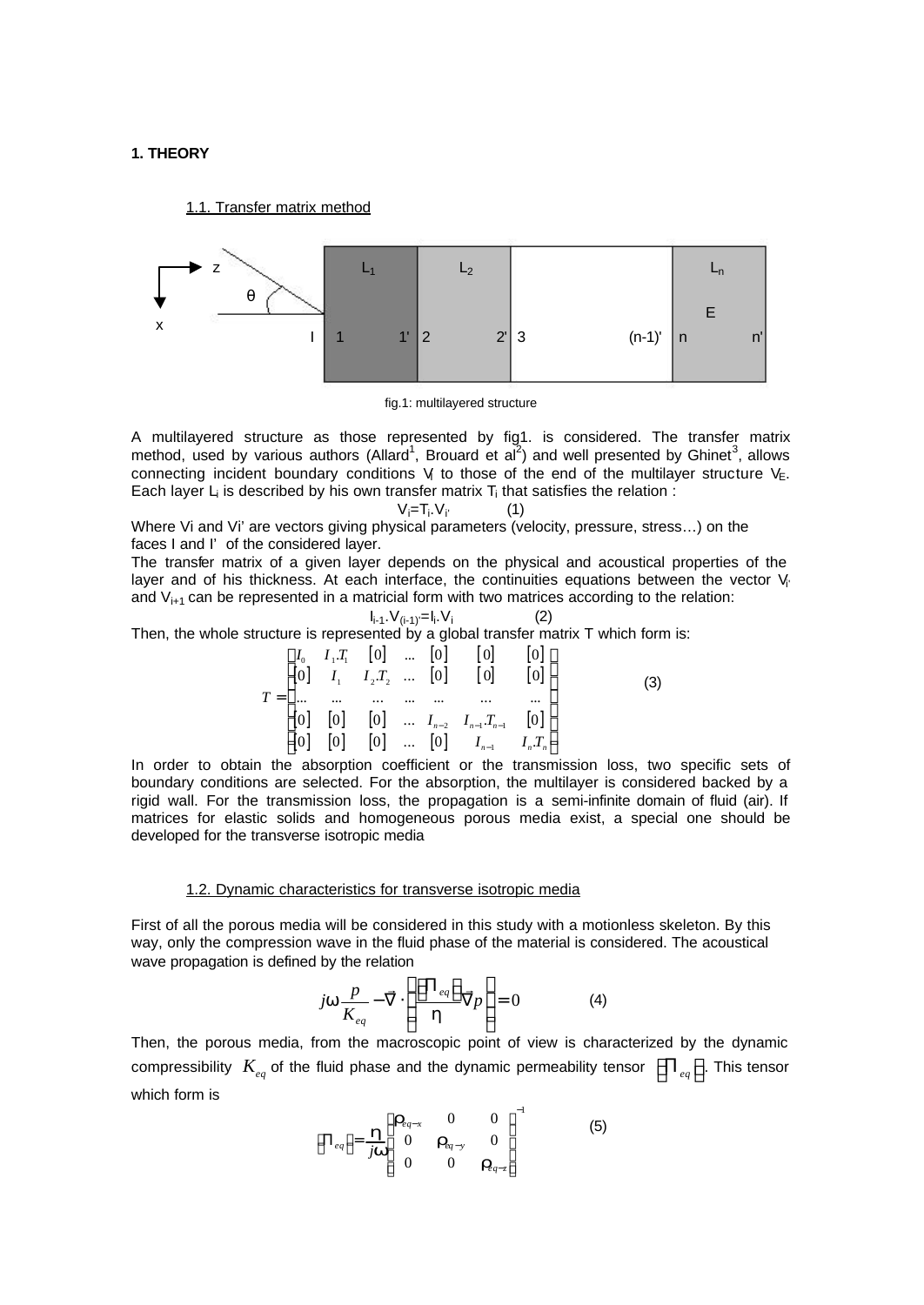## 1. THEORY

### 1.1. Transfer matrix method

fig.1: multilayered structure

A multilayered structure as those represented by fig1. is considered. The transfer matrix method, used by various authors (Allard[1], Brouard et al[2]) and well presented by Ghinet[3], allows connecting incident boundary conditions $V_I$ to those of the end of the multilayer structure $V_E$. Each layer $L_i$ is described by his own transfer matrix $T_i$ that satisfies the relation :

$$V_i = T_i . V_{i'} \qquad (1)$$

Where Vi and Vi' are vectors giving physical parameters (velocity, pressure, stress…) on the faces I and I' of the considered layer.

The transfer matrix of a given layer depends on the physical and acoustical properties of the layer and of his thickness. At each interface, the continuities equations between the vector $V_{i'}$ and $V_{i+1}$ can be represented in a matricial form with two matrices according to the relation:

$$I_{i-1} . V_{(i-1)'} = I_i . V_i \qquad (2)$$

Then, the whole structure is represented by a global transfer matrix T which form is:

$$T = \begin{bmatrix} I_0 & I_1.T_1 & [0] & \dots & [0] & [0] & [0] \\ [0] & I_1 & I_2.T_2 & \dots & [0] & [0] & [0] \\ \dots & \dots & \dots & \dots & \dots & \dots & \dots \\ [0] & [0] & [0] & \dots & I_{n-2} & I_{n-1}.T_{n-1} & [0] \\ [0] & [0] & [0] & \dots & [0] & I_{n-1} & I_n.T_n \end{bmatrix} \qquad (3)$$

In order to obtain the absorption coefficient or the transmission loss, two specific sets of boundary conditions are selected. For the absorption, the multilayer is considered backed by a rigid wall. For the transmission loss, the propagation is a semi-infinite domain of fluid (air). If matrices for elastic solids and homogeneous porous media exist, a special one should be developed for the transverse isotropic media

### 1.2. Dynamic characteristics for transverse isotropic media

First of all the porous media will be considered in this study with a motionless skeleton. By this way, only the compression wave in the fluid phase of the material is considered. The acoustical wave propagation is defined by the relation

$$j\omega \frac{p}{K_{eq}} - \vec{\nabla} \cdot \left( \frac{\left[ \Pi_{eq} \right]}{\eta} \vec{\nabla} p \right) = 0 \qquad (4)$$

Then, the porous media, from the macroscopic point of view is characterized by the dynamic compressibility $K_{eq}$ of the fluid phase and the dynamic permeability tensor $\left[ \Pi_{eq} \right]$. This tensor which form is

$$\left[ \Pi_{eq} \right] = \frac{\eta}{j\omega} \begin{bmatrix} \rho_{eq-x} & 0 & 0 \\ 0 & \rho_{eq-y} & 0 \\ 0 & 0 & \rho_{eq-z} \end{bmatrix}^{-1} \qquad (5)$$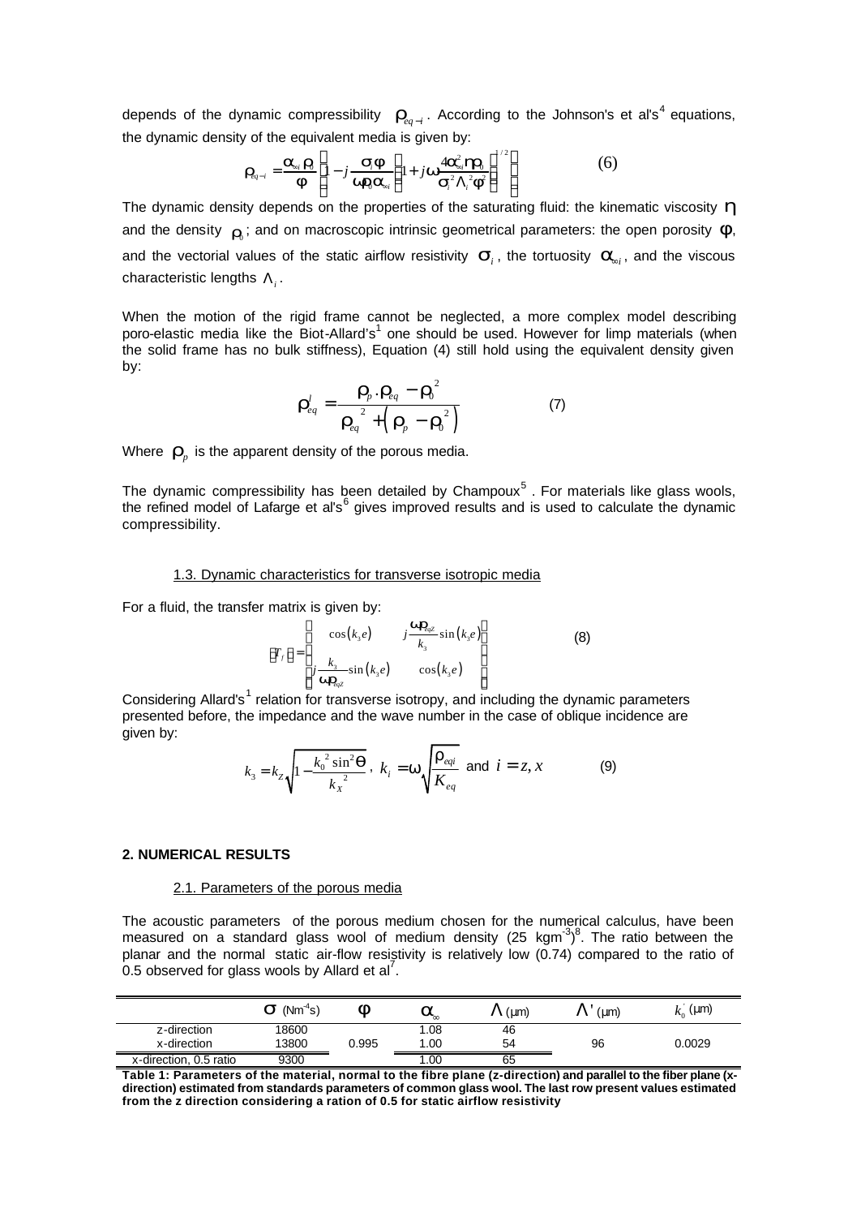depends of the dynamic compressibility $\rho_{eq-i}$. According to the Johnson's et al's[4] equations, the dynamic density of the equivalent media is given by:

$$\rho_{eq-i} = \frac{\alpha_{\infty i}\rho_0}{\phi}\left[1 - j\frac{\sigma_i \phi}{\omega \rho_0 \alpha_{\infty i}}\left(1 + j\omega\frac{4\alpha_{\infty i}^2 \eta \rho_0}{\sigma_i^2 \Lambda_i^2 \phi^2}\right)^{1/2}\right] \qquad (6)$$

The dynamic density depends on the properties of the saturating fluid: the kinematic viscosity $\eta$ and the density $\rho_0$; and on macroscopic intrinsic geometrical parameters: the open porosity $\phi$, and the vectorial values of the static airflow resistivity $\sigma_i$, the tortuosity $\alpha_{\infty i}$, and the viscous characteristic lengths $\Lambda_i$.

When the motion of the rigid frame cannot be neglected, a more complex model describing poro-elastic media like the Biot-Allard's[1] one should be used. However for limp materials (when the solid frame has no bulk stiffness), Equation (4) still hold using the equivalent density given by:

$$\rho_{eq}^{l} = \frac{\rho_p \cdot \rho_{eq} - \rho_0^2}{\rho_{eq}^2 + \left(\rho_p - \rho_0^2\right)} \qquad (7)$$

Where $\rho_p$ is the apparent density of the porous media.

The dynamic compressibility has been detailed by Champoux[5]. For materials like glass wools, the refined model of Lafarge et al's[6] gives improved results and is used to calculate the dynamic compressibility.

### 1.3. Dynamic characteristics for transverse isotropic media

For a fluid, the transfer matrix is given by:

$$[T_f] = \begin{bmatrix} \cos(k_3 e) & j\frac{\omega \rho_{eqZ}}{k_3}\sin(k_3 e) \\ j\frac{k_3}{\omega \rho_{eqZ}}\sin(k_3 e) & \cos(k_3 e) \end{bmatrix} \qquad (8)$$

Considering Allard's[1] relation for transverse isotropy, and including the dynamic parameters presented before, the impedance and the wave number in the case of oblique incidence are given by:

$$k_3 = k_Z\sqrt{1 - \frac{k_0^2 \sin^2\theta}{k_x^2}}, \; k_i = \omega\sqrt{\frac{\rho_{eqi}}{K_{eq}}} \text{ and } i = z, x \qquad (9)$$

## 2. NUMERICAL RESULTS

### 2.1. Parameters of the porous media

The acoustic parameters of the porous medium chosen for the numerical calculus, have been measured on a standard glass wool of medium density (25 kgm$^{-3}$)[8]. The ratio between the planar and the normal static air-flow resistivity is relatively low (0.74) compared to the ratio of 0.5 observed for glass wools by Allard et al[7].

| | $\sigma$ (Nm$^{-4}$s) | $\phi$ | $\alpha_\infty$ | $\Lambda$ (µm) | $\Lambda'$ (µm) | $k_0'$ (µm) |
|---|---|---|---|---|---|---|
| z-direction | 18600 | | 1.08 | 46 | | |
| x-direction | 13800 | 0.995 | 1.00 | 54 | 96 | 0.0029 |
| x-direction, 0.5 ratio | 9300 | | 1.00 | 65 | | |

**Table 1: Parameters of the material, normal to the fibre plane (z-direction) and parallel to the fiber plane (x-direction) estimated from standards parameters of common glass wool. The last row present values estimated from the z direction considering a ration of 0.5 for static airflow resistivity**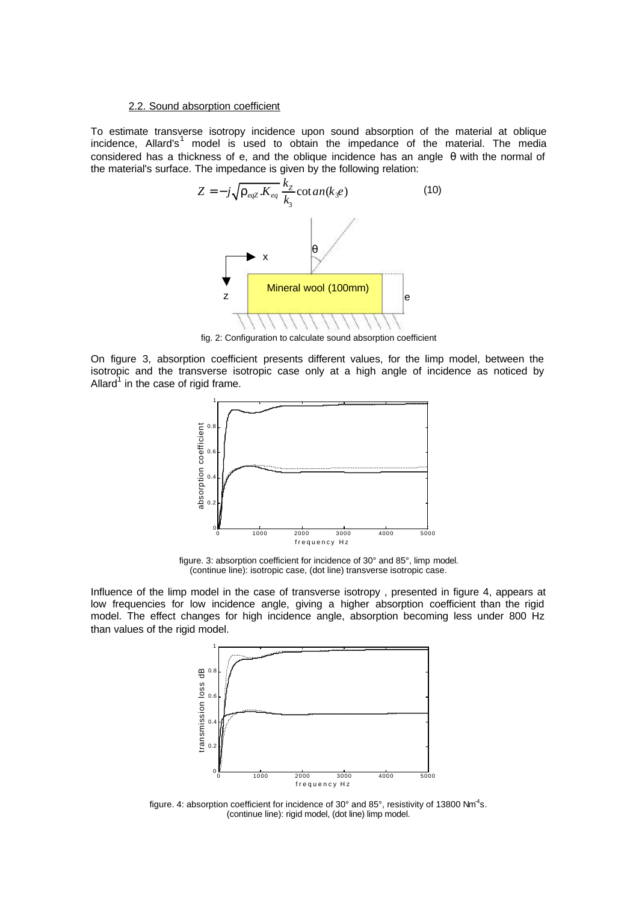2.2. Sound absorption coefficient

To estimate transverse isotropy incidence upon sound absorption of the material at oblique incidence, Allard's[1] model is used to obtain the impedance of the material. The media considered has a thickness of e, and the oblique incidence has an angle $\theta$ with the normal of the material's surface. The impedance is given by the following relation:

$$Z = -j\sqrt{\rho_{eqZ}.K_{eq}}\,\frac{k_Z}{k_3}\cot an(k_3 e) \qquad (10)$$

fig. 2: Configuration to calculate sound absorption coefficient

On figure 3, absorption coefficient presents different values, for the limp model, between the isotropic and the transverse isotropic case only at a high angle of incidence as noticed by Allard[1] in the case of rigid frame.

figure. 3: absorption coefficient for incidence of 30° and 85°, limp model. (continue line): isotropic case, (dot line) transverse isotropic case.

Influence of the limp model in the case of transverse isotropy , presented in figure 4, appears at low frequencies for low incidence angle, giving a higher absorption coefficient than the rigid model. The effect changes for high incidence angle, absorption becoming less under 800 Hz than values of the rigid model.

figure. 4: absorption coefficient for incidence of 30° and 85°, resistivity of 13800 $Nm^{-4}s$. (continue line): rigid model, (dot line) limp model.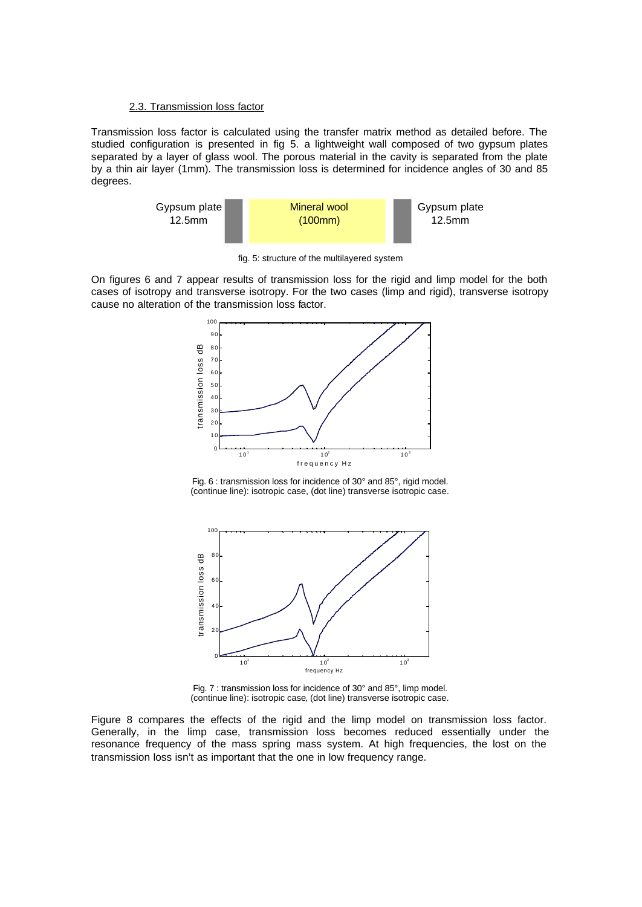### 2.3. Transmission loss factor

Transmission loss factor is calculated using the transfer matrix method as detailed before. The studied configuration is presented in fig 5. a lightweight wall composed of two gypsum plates separated by a layer of glass wool. The porous material in the cavity is separated from the plate by a thin air layer (1mm). The transmission loss is determined for incidence angles of 30 and 85 degrees.

fig. 5: structure of the multilayered system

On figures 6 and 7 appear results of transmission loss for the rigid and limp model for the both cases of isotropy and transverse isotropy. For the two cases (limp and rigid), transverse isotropy cause no alteration of the transmission loss factor.

Fig. 6 : transmission loss for incidence of 30° and 85°, rigid model. (continue line): isotropic case, (dot line) transverse isotropic case.

Fig. 7 : transmission loss for incidence of 30° and 85°, limp model. (continue line): isotropic case, (dot line) transverse isotropic case.

Figure 8 compares the effects of the rigid and the limp model on transmission loss factor. Generally, in the limp case, transmission loss becomes reduced essentially under the resonance frequency of the mass spring mass system. At high frequencies, the lost on the transmission loss isn't as important that the one in low frequency range.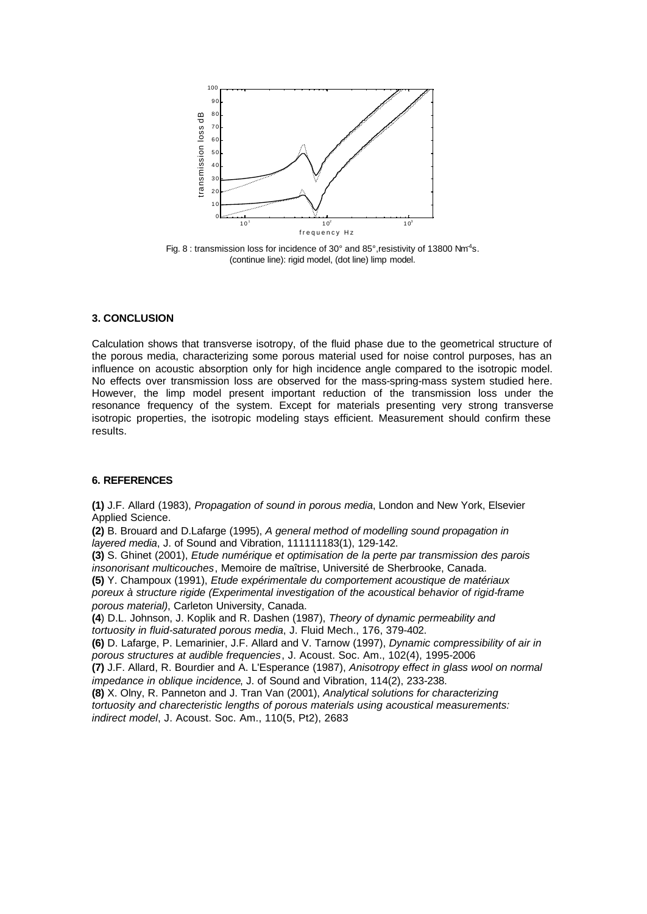100
90
80
70
60
50
40
30
20
10
0

transmission loss dB

$10^1$ $10^2$ $10^3$

frequency Hz

Fig. 8 : transmission loss for incidence of 30° and 85°,resistivity of 13800 $Nm^{-4}s$. (continue line): rigid model, (dot line) limp model.

### 3. CONCLUSION

Calculation shows that transverse isotropy, of the fluid phase due to the geometrical structure of the porous media, characterizing some porous material used for noise control purposes, has an influence on acoustic absorption only for high incidence angle compared to the isotropic model. No effects over transmission loss are observed for the mass-spring-mass system studied here. However, the limp model present important reduction of the transmission loss under the resonance frequency of the system. Except for materials presenting very strong transverse isotropic properties, the isotropic modeling stays efficient. Measurement should confirm these results.

### 6. REFERENCES

**(1)** J.F. Allard (1983), *Propagation of sound in porous media*, London and New York, Elsevier Applied Science.

**(2)** B. Brouard and D.Lafarge (1995), *A general method of modelling sound propagation in layered media*, J. of Sound and Vibration, 111111183(1), 129-142.

**(3)** S. Ghinet (2001), *Etude numérique et optimisation de la perte par transmission des parois insonorisant multicouches*, Memoire de maîtrise, Université de Sherbrooke, Canada.

**(5)** Y. Champoux (1991), *Etude expérimentale du comportement acoustique de matériaux poreux à structure rigide (Experimental investigation of the acoustical behavior of rigid-frame porous material)*, Carleton University, Canada.

**(4)** D.L. Johnson, J. Koplik and R. Dashen (1987), *Theory of dynamic permeability and tortuosity in fluid-saturated porous media*, J. Fluid Mech., 176, 379-402.

**(6)** D. Lafarge, P. Lemarinier, J.F. Allard and V. Tarnow (1997), *Dynamic compressibility of air in porous structures at audible frequencies*, J. Acoust. Soc. Am., 102(4), 1995-2006

**(7)** J.F. Allard, R. Bourdier and A. L'Esperance (1987), *Anisotropy effect in glass wool on normal impedance in oblique incidence*, J. of Sound and Vibration, 114(2), 233-238.

**(8)** X. Olny, R. Panneton and J. Tran Van (2001), *Analytical solutions for characterizing tortuosity and charecteristic lengths of porous materials using acoustical measurements: indirect model*, J. Acoust. Soc. Am., 110(5, Pt2), 2683